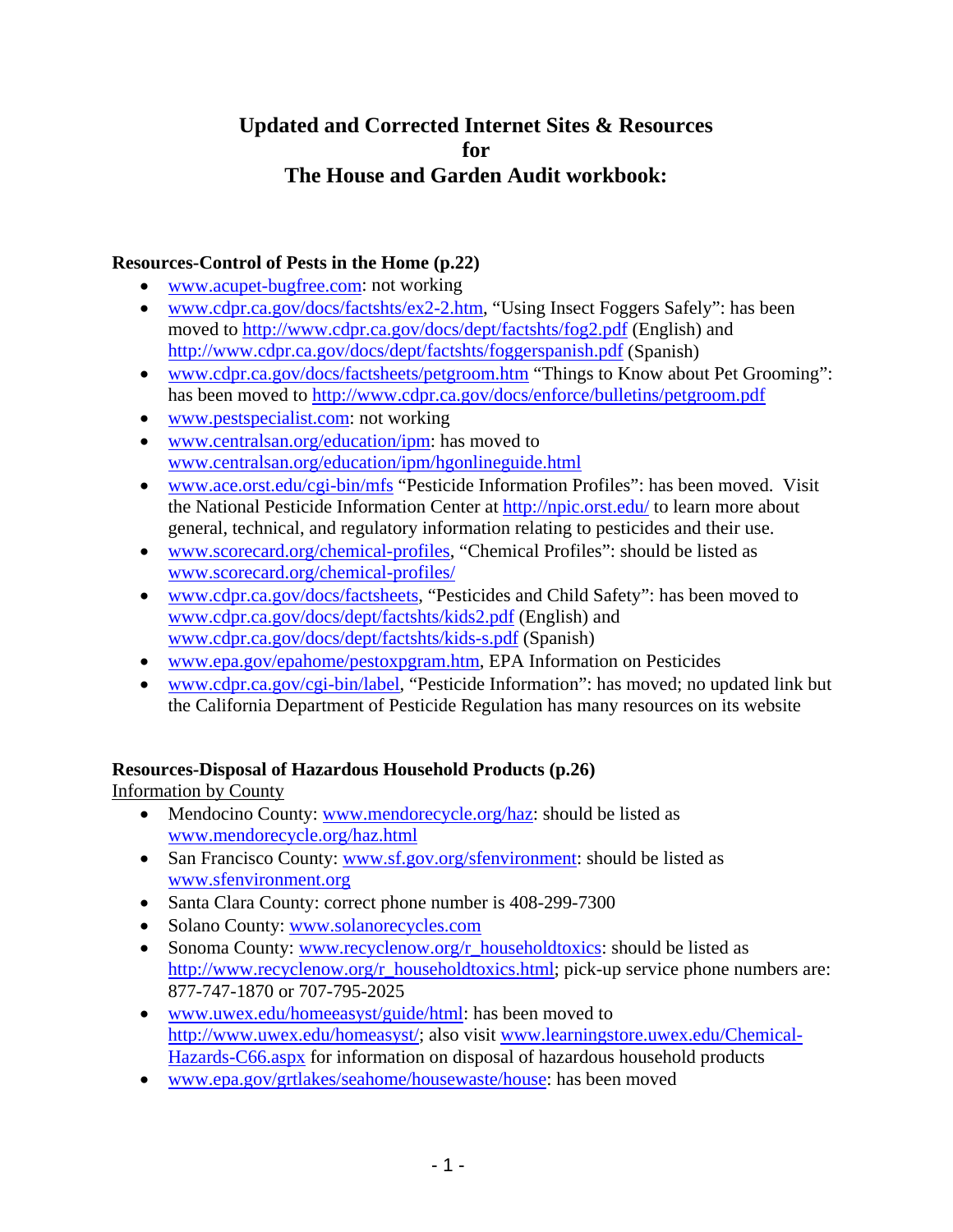# Updated and Corrected Internet Sites & Resources for The House and Garden Audit workbook:

**Resources-Control of Pests in the Home (p.22)**

- www.acupet-bugfree.com: not working
- www.cdpr.ca.gov/docs/factshts/ex2-2.htm, "Using Insect Foggers Safely": has been moved to http://www.cdpr.ca.gov/docs/dept/factshts/fog2.pdf (English) and http://www.cdpr.ca.gov/docs/dept/factshts/foggerspanish.pdf (Spanish)
- www.cdpr.ca.gov/docs/factsheets/petgroom.htm "Things to Know about Pet Grooming": has been moved to http://www.cdpr.ca.gov/docs/enforce/bulletins/petgroom.pdf
- www.pestspecialist.com: not working
- www.centralsan.org/education/ipm: has moved to www.centralsan.org/education/ipm/hgonlineguide.html
- www.ace.orst.edu/cgi-bin/mfs "Pesticide Information Profiles": has been moved. Visit the National Pesticide Information Center at http://npic.orst.edu/ to learn more about general, technical, and regulatory information relating to pesticides and their use.
- www.scorecard.org/chemical-profiles, "Chemical Profiles": should be listed as www.scorecard.org/chemical-profiles/
- www.cdpr.ca.gov/docs/factsheets, "Pesticides and Child Safety": has been moved to www.cdpr.ca.gov/docs/dept/factshts/kids2.pdf (English) and www.cdpr.ca.gov/docs/dept/factshts/kids-s.pdf (Spanish)
- www.epa.gov/epahome/pestoxpgram.htm, EPA Information on Pesticides
- www.cdpr.ca.gov/cgi-bin/label, "Pesticide Information": has moved; no updated link but the California Department of Pesticide Regulation has many resources on its website

**Resources-Disposal of Hazardous Household Products (p.26)**

Information by County

- Mendocino County: www.mendorecycle.org/haz: should be listed as www.mendorecycle.org/haz.html
- San Francisco County: www.sf.gov.org/sfenvironment: should be listed as www.sfenvironment.org
- Santa Clara County: correct phone number is 408-299-7300
- Solano County: www.solanorecycles.com
- Sonoma County: www.recyclenow.org/r_householdtoxics: should be listed as http://www.recyclenow.org/r_householdtoxics.html; pick-up service phone numbers are: 877-747-1870 or 707-795-2025
- www.uwex.edu/homeeasyst/guide/html: has been moved to http://www.uwex.edu/homeasyst/; also visit www.learningstore.uwex.edu/Chemical-Hazards-C66.aspx for information on disposal of hazardous household products
- www.epa.gov/grtlakes/seahome/housewaste/house: has been moved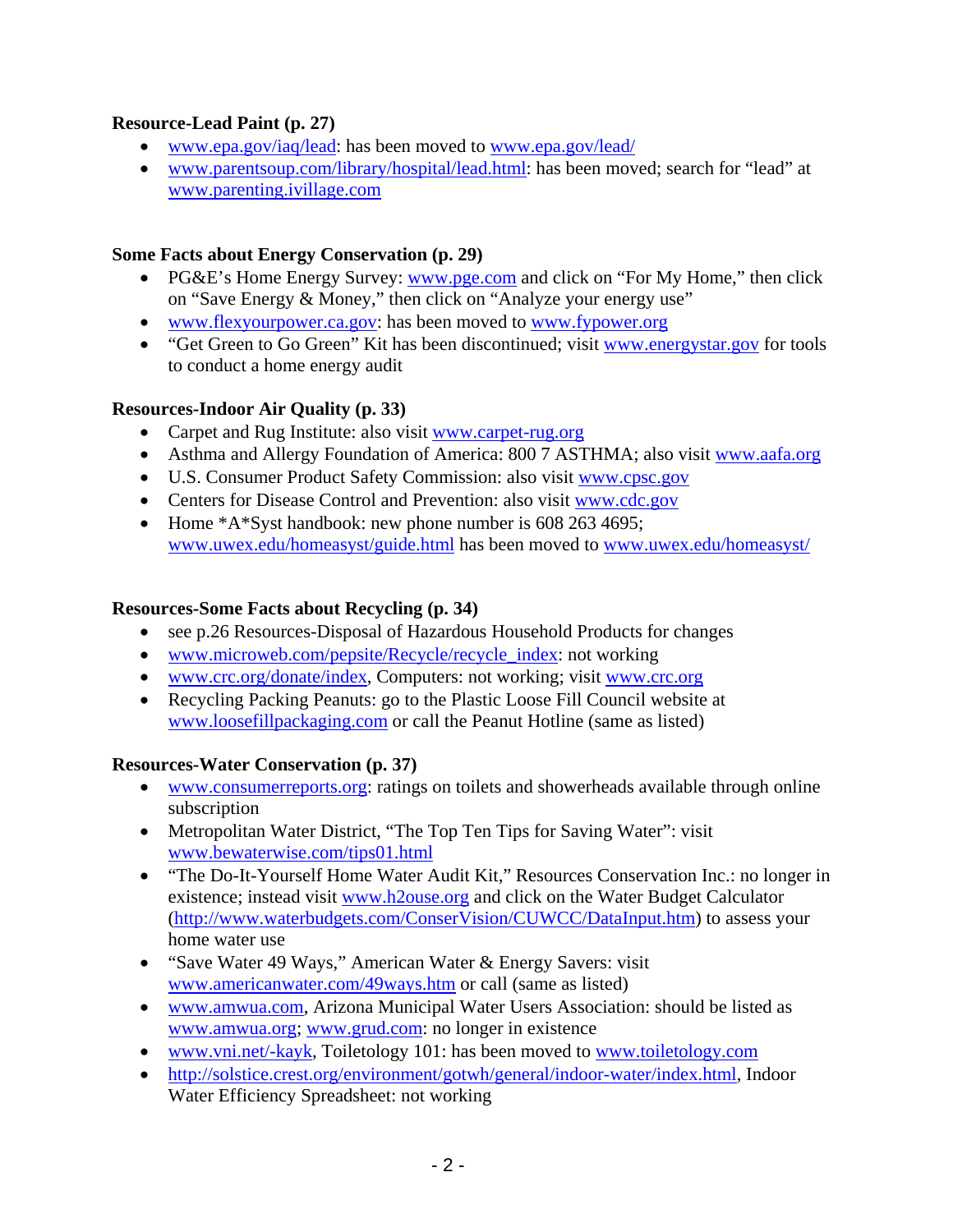**Resource-Lead Paint (p. 27)**

- www.epa.gov/iaq/lead: has been moved to www.epa.gov/lead/
- www.parentsoup.com/library/hospital/lead.html: has been moved; search for "lead" at www.parenting.ivillage.com

**Some Facts about Energy Conservation (p. 29)**

- PG&E's Home Energy Survey: www.pge.com and click on "For My Home," then click on "Save Energy & Money," then click on "Analyze your energy use"
- www.flexyourpower.ca.gov: has been moved to www.fypower.org
- "Get Green to Go Green" Kit has been discontinued; visit www.energystar.gov for tools to conduct a home energy audit

**Resources-Indoor Air Quality (p. 33)**

- Carpet and Rug Institute: also visit www.carpet-rug.org
- Asthma and Allergy Foundation of America: 800 7 ASTHMA; also visit www.aafa.org
- U.S. Consumer Product Safety Commission: also visit www.cpsc.gov
- Centers for Disease Control and Prevention: also visit www.cdc.gov
- Home *A*Syst handbook: new phone number is 608 263 4695; www.uwex.edu/homeasyst/guide.html has been moved to www.uwex.edu/homeasyst/

**Resources-Some Facts about Recycling (p. 34)**

- see p.26 Resources-Disposal of Hazardous Household Products for changes
- www.microweb.com/pepsite/Recycle/recycle_index: not working
- www.crc.org/donate/index, Computers: not working; visit www.crc.org
- Recycling Packing Peanuts: go to the Plastic Loose Fill Council website at www.loosefillpackaging.com or call the Peanut Hotline (same as listed)

**Resources-Water Conservation (p. 37)**

- www.consumerreports.org: ratings on toilets and showerheads available through online subscription
- Metropolitan Water District, "The Top Ten Tips for Saving Water": visit www.bewaterwise.com/tips01.html
- "The Do-It-Yourself Home Water Audit Kit," Resources Conservation Inc.: no longer in existence; instead visit www.h2ouse.org and click on the Water Budget Calculator (http://www.waterbudgets.com/ConserVision/CUWCC/DataInput.htm) to assess your home water use
- "Save Water 49 Ways," American Water & Energy Savers: visit www.americanwater.com/49ways.htm or call (same as listed)
- www.amwua.com, Arizona Municipal Water Users Association: should be listed as www.amwua.org; www.grud.com: no longer in existence
- www.vni.net/-kayk, Toiletology 101: has been moved to www.toiletology.com
- http://solstice.crest.org/environment/gotwh/general/indoor-water/index.html, Indoor Water Efficiency Spreadsheet: not working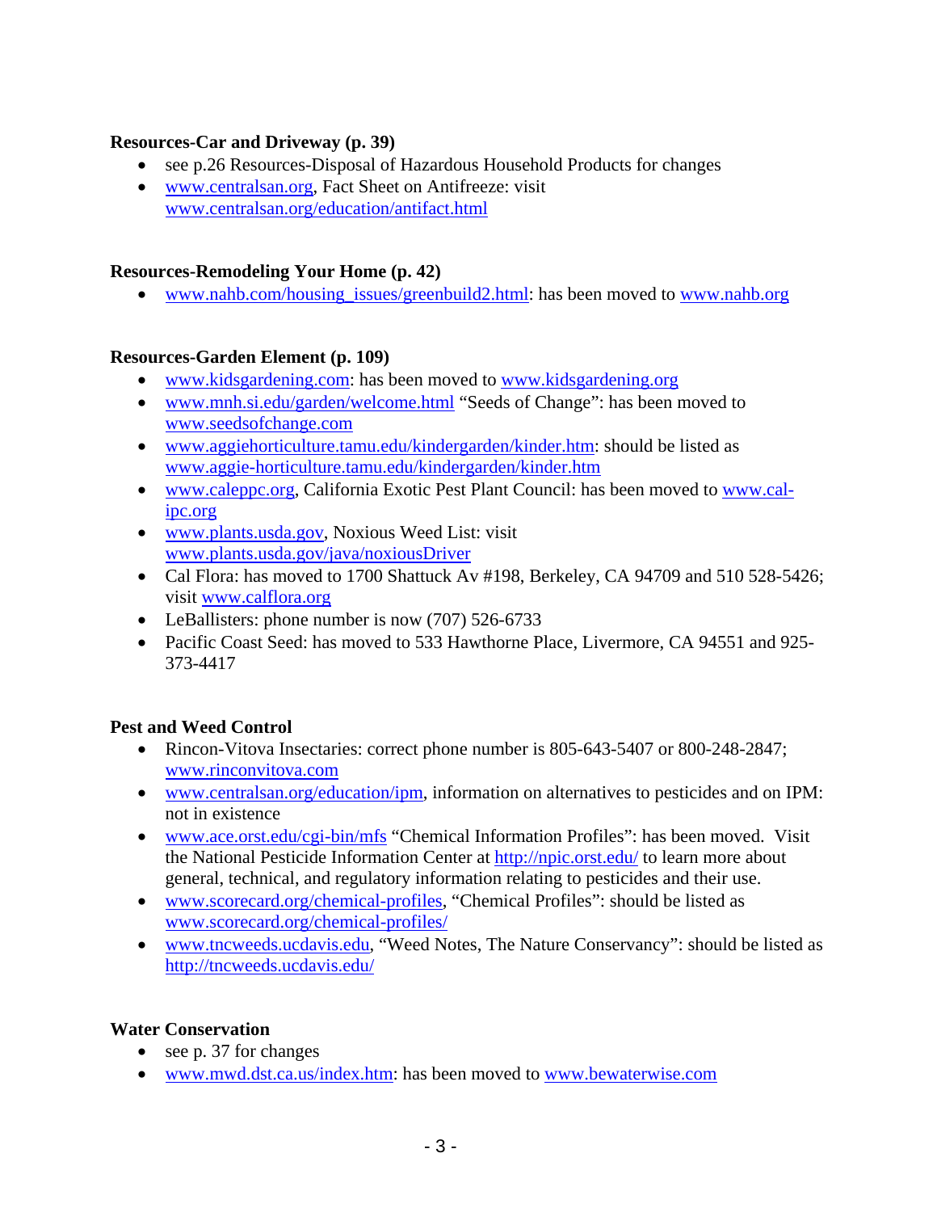**Resources-Car and Driveway (p. 39)**

- see p.26 Resources-Disposal of Hazardous Household Products for changes
- www.centralsan.org, Fact Sheet on Antifreeze: visit www.centralsan.org/education/antifact.html

**Resources-Remodeling Your Home (p. 42)**

- www.nahb.com/housing_issues/greenbuild2.html: has been moved to www.nahb.org

**Resources-Garden Element (p. 109)**

- www.kidsgardening.com: has been moved to www.kidsgardening.org
- www.mnh.si.edu/garden/welcome.html "Seeds of Change": has been moved to www.seedsofchange.com
- www.aggiehorticulture.tamu.edu/kindergarden/kinder.htm: should be listed as www.aggie-horticulture.tamu.edu/kindergarden/kinder.htm
- www.caleppc.org, California Exotic Pest Plant Council: has been moved to www.cal-ipc.org
- www.plants.usda.gov, Noxious Weed List: visit www.plants.usda.gov/java/noxiousDriver
- Cal Flora: has moved to 1700 Shattuck Av #198, Berkeley, CA 94709 and 510 528-5426; visit www.calflora.org
- LeBallisters: phone number is now (707) 526-6733
- Pacific Coast Seed: has moved to 533 Hawthorne Place, Livermore, CA 94551 and 925-373-4417

**Pest and Weed Control**

- Rincon-Vitova Insectaries: correct phone number is 805-643-5407 or 800-248-2847; www.rinconvitova.com
- www.centralsan.org/education/ipm, information on alternatives to pesticides and on IPM: not in existence
- www.ace.orst.edu/cgi-bin/mfs "Chemical Information Profiles": has been moved. Visit the National Pesticide Information Center at http://npic.orst.edu/ to learn more about general, technical, and regulatory information relating to pesticides and their use.
- www.scorecard.org/chemical-profiles, "Chemical Profiles": should be listed as www.scorecard.org/chemical-profiles/
- www.tncweeds.ucdavis.edu, "Weed Notes, The Nature Conservancy": should be listed as http://tncweeds.ucdavis.edu/

**Water Conservation**

- see p. 37 for changes
- www.mwd.dst.ca.us/index.htm: has been moved to www.bewaterwise.com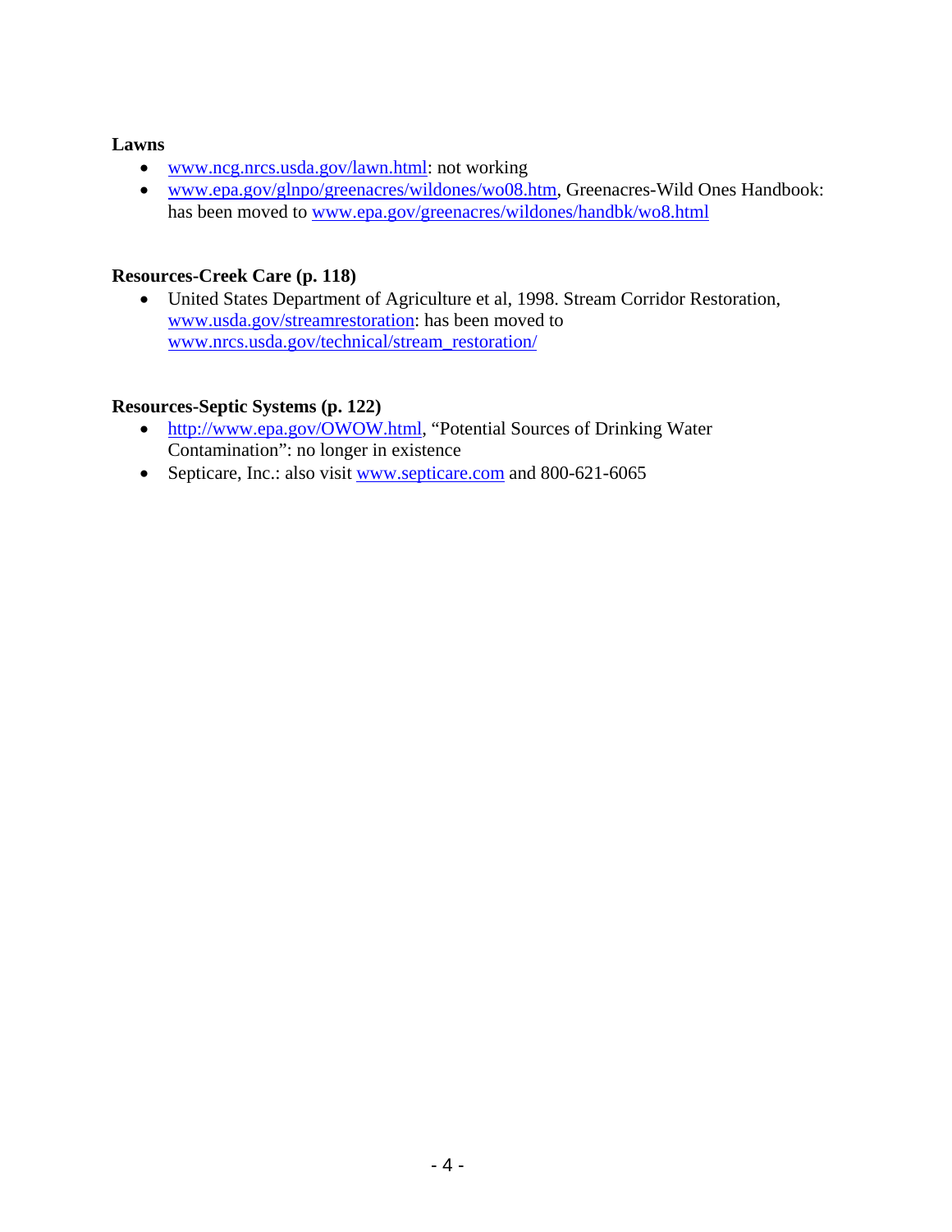**Lawns**

- www.ncg.nrcs.usda.gov/lawn.html: not working
- www.epa.gov/glnpo/greenacres/wildones/wo08.htm, Greenacres-Wild Ones Handbook: has been moved to www.epa.gov/greenacres/wildones/handbk/wo8.html

**Resources-Creek Care (p. 118)**

- United States Department of Agriculture et al, 1998. Stream Corridor Restoration, www.usda.gov/streamrestoration: has been moved to www.nrcs.usda.gov/technical/stream_restoration/

**Resources-Septic Systems (p. 122)**

- http://www.epa.gov/OWOW.html, "Potential Sources of Drinking Water Contamination": no longer in existence
- Septicare, Inc.: also visit www.septicare.com and 800-621-6065